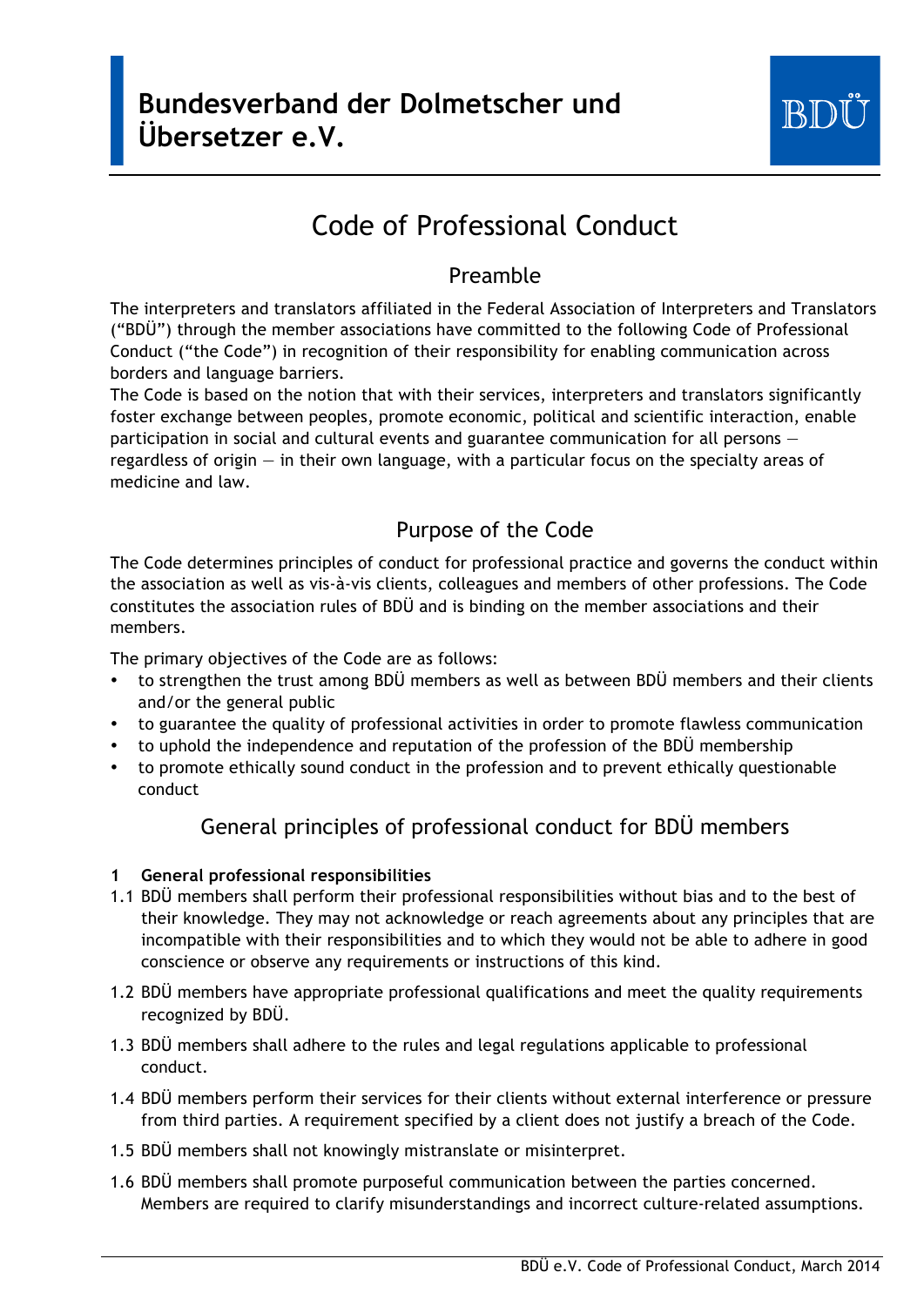# Bundesverband der Dolmetscher und Übersetzer e.V.

BDÜ

## Code of Professional Conduct

### Preamble

The interpreters and translators affiliated in the Federal Association of Interpreters and Translators ("BDÜ") through the member associations have committed to the following Code of Professional Conduct ("the Code") in recognition of their responsibility for enabling communication across borders and language barriers.

The Code is based on the notion that with their services, interpreters and translators significantly foster exchange between peoples, promote economic, political and scientific interaction, enable participation in social and cultural events and guarantee communication for all persons — regardless of origin — in their own language, with a particular focus on the specialty areas of medicine and law.

### Purpose of the Code

The Code determines principles of conduct for professional practice and governs the conduct within the association as well as vis-à-vis clients, colleagues and members of other professions. The Code constitutes the association rules of BDÜ and is binding on the member associations and their members.

The primary objectives of the Code are as follows:

- to strengthen the trust among BDÜ members as well as between BDÜ members and their clients and/or the general public
- to guarantee the quality of professional activities in order to promote flawless communication
- to uphold the independence and reputation of the profession of the BDÜ membership
- to promote ethically sound conduct in the profession and to prevent ethically questionable conduct

### General principles of professional conduct for BDÜ members

**1 General professional responsibilities**

1.1 BDÜ members shall perform their professional responsibilities without bias and to the best of their knowledge. They may not acknowledge or reach agreements about any principles that are incompatible with their responsibilities and to which they would not be able to adhere in good conscience or observe any requirements or instructions of this kind.

1.2 BDÜ members have appropriate professional qualifications and meet the quality requirements recognized by BDÜ.

1.3 BDÜ members shall adhere to the rules and legal regulations applicable to professional conduct.

1.4 BDÜ members perform their services for their clients without external interference or pressure from third parties. A requirement specified by a client does not justify a breach of the Code.

1.5 BDÜ members shall not knowingly mistranslate or misinterpret.

1.6 BDÜ members shall promote purposeful communication between the parties concerned. Members are required to clarify misunderstandings and incorrect culture-related assumptions.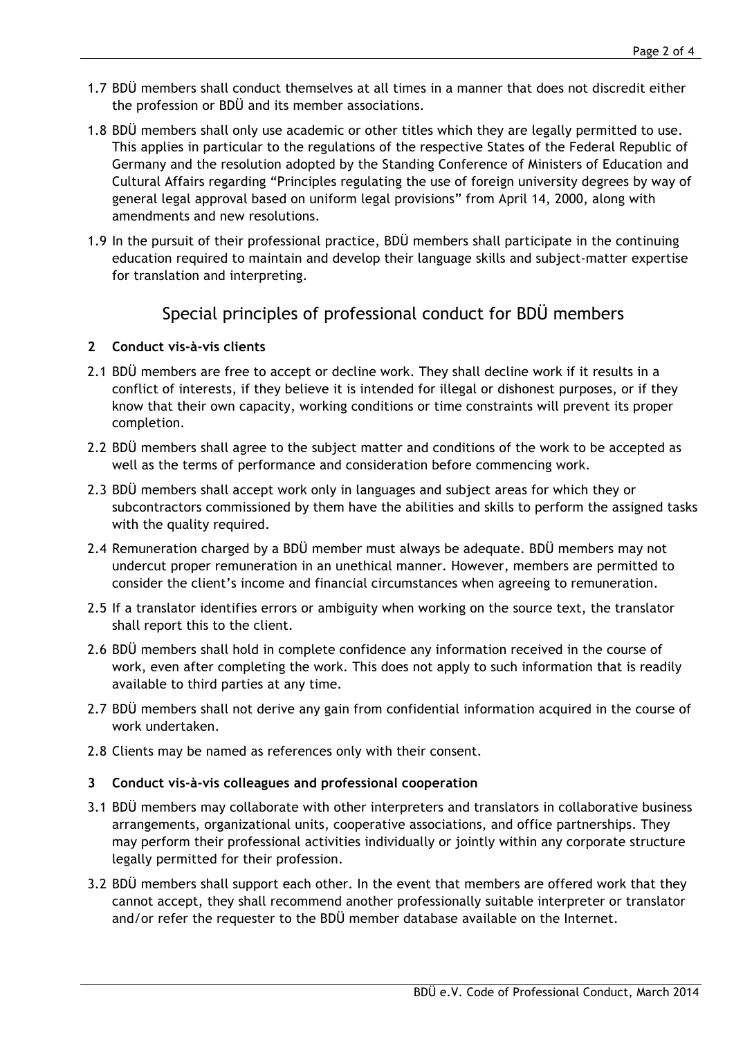1.7 BDÜ members shall conduct themselves at all times in a manner that does not discredit either the profession or BDÜ and its member associations.

1.8 BDÜ members shall only use academic or other titles which they are legally permitted to use. This applies in particular to the regulations of the respective States of the Federal Republic of Germany and the resolution adopted by the Standing Conference of Ministers of Education and Cultural Affairs regarding "Principles regulating the use of foreign university degrees by way of general legal approval based on uniform legal provisions" from April 14, 2000, along with amendments and new resolutions.

1.9 In the pursuit of their professional practice, BDÜ members shall participate in the continuing education required to maintain and develop their language skills and subject-matter expertise for translation and interpreting.

## Special principles of professional conduct for BDÜ members

### 2 Conduct vis-à-vis clients

2.1 BDÜ members are free to accept or decline work. They shall decline work if it results in a conflict of interests, if they believe it is intended for illegal or dishonest purposes, or if they know that their own capacity, working conditions or time constraints will prevent its proper completion.

2.2 BDÜ members shall agree to the subject matter and conditions of the work to be accepted as well as the terms of performance and consideration before commencing work.

2.3 BDÜ members shall accept work only in languages and subject areas for which they or subcontractors commissioned by them have the abilities and skills to perform the assigned tasks with the quality required.

2.4 Remuneration charged by a BDÜ member must always be adequate. BDÜ members may not undercut proper remuneration in an unethical manner. However, members are permitted to consider the client's income and financial circumstances when agreeing to remuneration.

2.5 If a translator identifies errors or ambiguity when working on the source text, the translator shall report this to the client.

2.6 BDÜ members shall hold in complete confidence any information received in the course of work, even after completing the work. This does not apply to such information that is readily available to third parties at any time.

2.7 BDÜ members shall not derive any gain from confidential information acquired in the course of work undertaken.

2.8 Clients may be named as references only with their consent.

### 3 Conduct vis-à-vis colleagues and professional cooperation

3.1 BDÜ members may collaborate with other interpreters and translators in collaborative business arrangements, organizational units, cooperative associations, and office partnerships. They may perform their professional activities individually or jointly within any corporate structure legally permitted for their profession.

3.2 BDÜ members shall support each other. In the event that members are offered work that they cannot accept, they shall recommend another professionally suitable interpreter or translator and/or refer the requester to the BDÜ member database available on the Internet.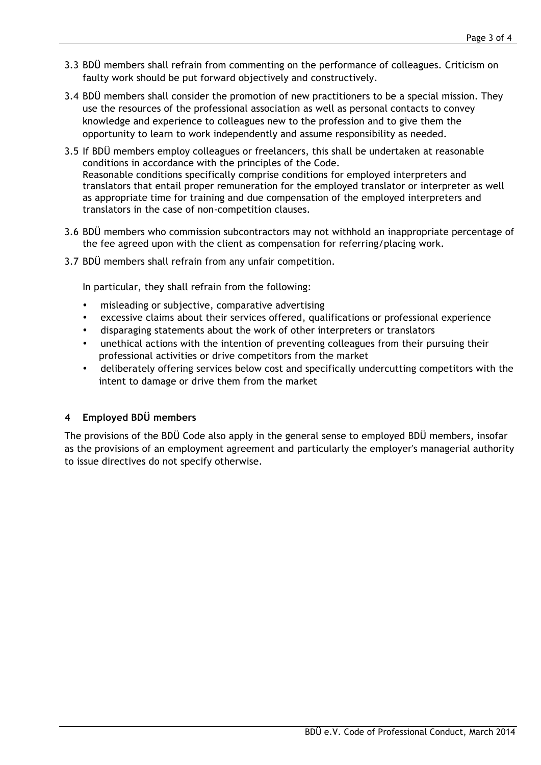3.3 BDÜ members shall refrain from commenting on the performance of colleagues. Criticism on faulty work should be put forward objectively and constructively.

3.4 BDÜ members shall consider the promotion of new practitioners to be a special mission. They use the resources of the professional association as well as personal contacts to convey knowledge and experience to colleagues new to the profession and to give them the opportunity to learn to work independently and assume responsibility as needed.

3.5 If BDÜ members employ colleagues or freelancers, this shall be undertaken at reasonable conditions in accordance with the principles of the Code.
Reasonable conditions specifically comprise conditions for employed interpreters and translators that entail proper remuneration for the employed translator or interpreter as well as appropriate time for training and due compensation of the employed interpreters and translators in the case of non-competition clauses.

3.6 BDÜ members who commission subcontractors may not withhold an inappropriate percentage of the fee agreed upon with the client as compensation for referring/placing work.

3.7 BDÜ members shall refrain from any unfair competition.

In particular, they shall refrain from the following:

- misleading or subjective, comparative advertising
- excessive claims about their services offered, qualifications or professional experience
- disparaging statements about the work of other interpreters or translators
- unethical actions with the intention of preventing colleagues from their pursuing their professional activities or drive competitors from the market
- deliberately offering services below cost and specifically undercutting competitors with the intent to damage or drive them from the market

## 4 Employed BDÜ members

The provisions of the BDÜ Code also apply in the general sense to employed BDÜ members, insofar as the provisions of an employment agreement and particularly the employer's managerial authority to issue directives do not specify otherwise.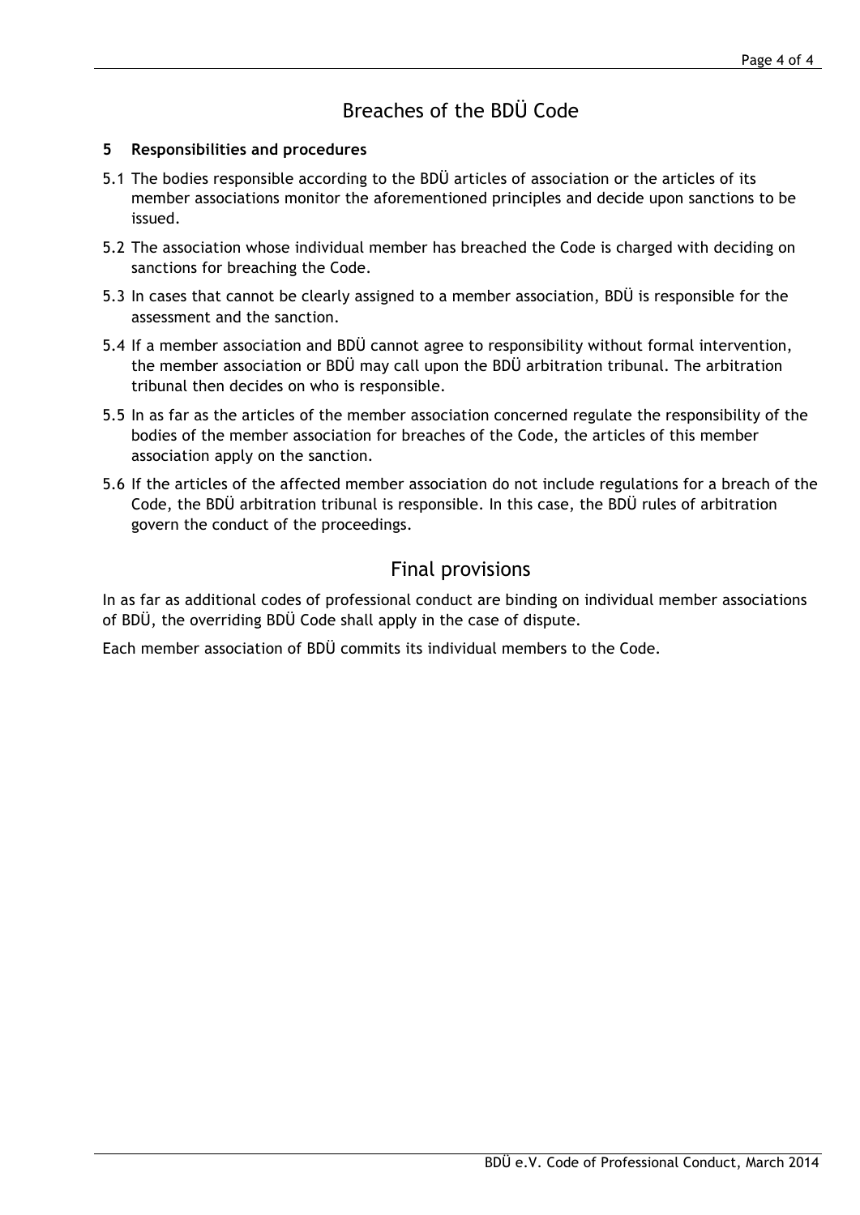# Breaches of the BDÜ Code

**5 Responsibilities and procedures**

5.1 The bodies responsible according to the BDÜ articles of association or the articles of its member associations monitor the aforementioned principles and decide upon sanctions to be issued.

5.2 The association whose individual member has breached the Code is charged with deciding on sanctions for breaching the Code.

5.3 In cases that cannot be clearly assigned to a member association, BDÜ is responsible for the assessment and the sanction.

5.4 If a member association and BDÜ cannot agree to responsibility without formal intervention, the member association or BDÜ may call upon the BDÜ arbitration tribunal. The arbitration tribunal then decides on who is responsible.

5.5 In as far as the articles of the member association concerned regulate the responsibility of the bodies of the member association for breaches of the Code, the articles of this member association apply on the sanction.

5.6 If the articles of the affected member association do not include regulations for a breach of the Code, the BDÜ arbitration tribunal is responsible. In this case, the BDÜ rules of arbitration govern the conduct of the proceedings.

# Final provisions

In as far as additional codes of professional conduct are binding on individual member associations of BDÜ, the overriding BDÜ Code shall apply in the case of dispute.

Each member association of BDÜ commits its individual members to the Code.